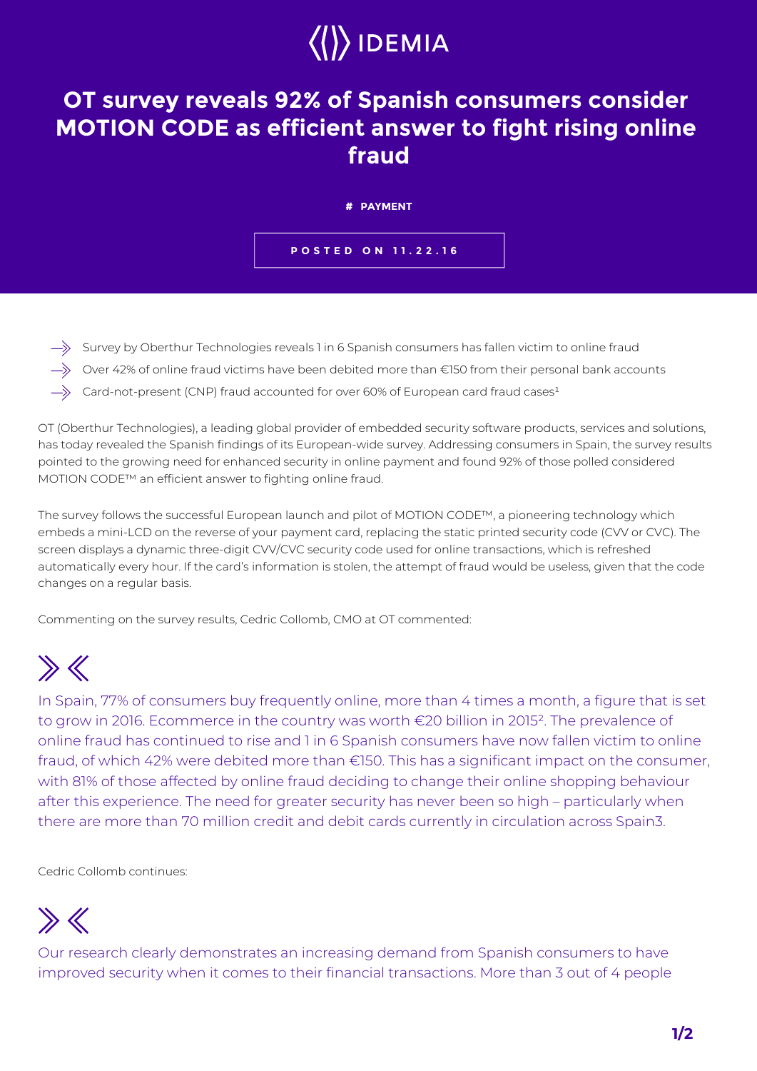IDEMIA

# OT survey reveals 92% of Spanish consumers consider MOTION CODE as efficient answer to fight rising online fraud

**# PAYMENT**

**POSTED ON 11.22.16**

- Survey by Oberthur Technologies reveals 1 in 6 Spanish consumers has fallen victim to online fraud
- Over 42% of online fraud victims have been debited more than €150 from their personal bank accounts
- Card-not-present (CNP) fraud accounted for over 60% of European card fraud cases[1]

OT (Oberthur Technologies), a leading global provider of embedded security software products, services and solutions, has today revealed the Spanish findings of its European-wide survey. Addressing consumers in Spain, the survey results pointed to the growing need for enhanced security in online payment and found 92% of those polled considered MOTION CODE™ an efficient answer to fighting online fraud.

The survey follows the successful European launch and pilot of MOTION CODE™, a pioneering technology which embeds a mini-LCD on the reverse of your payment card, replacing the static printed security code (CVV or CVC). The screen displays a dynamic three-digit CVV/CVC security code used for online transactions, which is refreshed automatically every hour. If the card's information is stolen, the attempt of fraud would be useless, given that the code changes on a regular basis.

Commenting on the survey results, Cedric Collomb, CMO at OT commented:

> In Spain, 77% of consumers buy frequently online, more than 4 times a month, a figure that is set to grow in 2016. Ecommerce in the country was worth €20 billion in 2015[2]. The prevalence of online fraud has continued to rise and 1 in 6 Spanish consumers have now fallen victim to online fraud, of which 42% were debited more than €150. This has a significant impact on the consumer, with 81% of those affected by online fraud deciding to change their online shopping behaviour after this experience. The need for greater security has never been so high – particularly when there are more than 70 million credit and debit cards currently in circulation across Spain3.

Cedric Collomb continues:

> Our research clearly demonstrates an increasing demand from Spanish consumers to have improved security when it comes to their financial transactions. More than 3 out of 4 people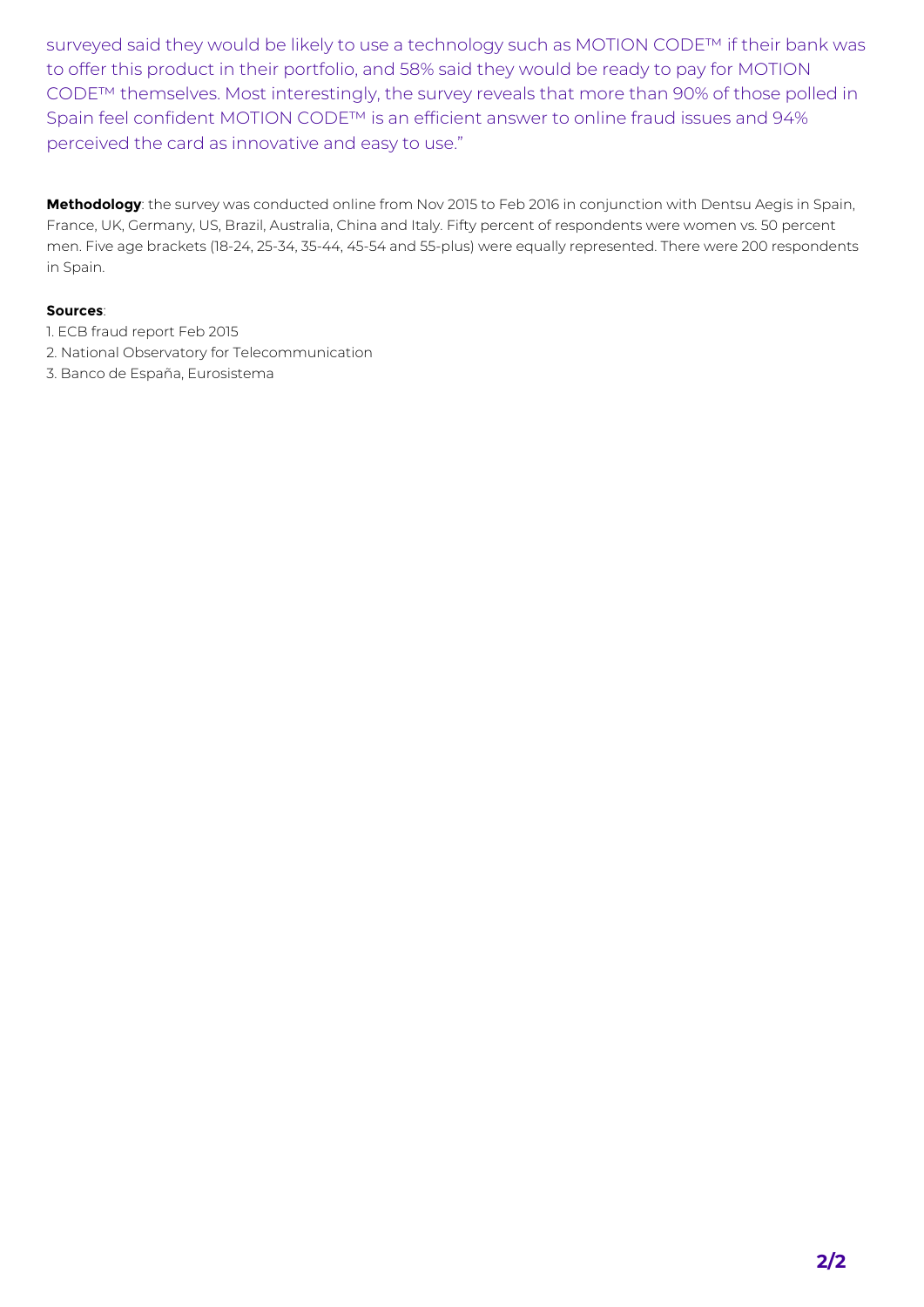surveyed said they would be likely to use a technology such as MOTION CODE™ if their bank was to offer this product in their portfolio, and 58% said they would be ready to pay for MOTION CODE™ themselves. Most interestingly, the survey reveals that more than 90% of those polled in Spain feel confident MOTION CODE™ is an efficient answer to online fraud issues and 94% perceived the card as innovative and easy to use."

**Methodology**: the survey was conducted online from Nov 2015 to Feb 2016 in conjunction with Dentsu Aegis in Spain, France, UK, Germany, US, Brazil, Australia, China and Italy. Fifty percent of respondents were women vs. 50 percent men. Five age brackets (18-24, 25-34, 35-44, 45-54 and 55-plus) were equally represented. There were 200 respondents in Spain.

**Sources**:

1. ECB fraud report Feb 2015
2. National Observatory for Telecommunication
3. Banco de España, Eurosistema